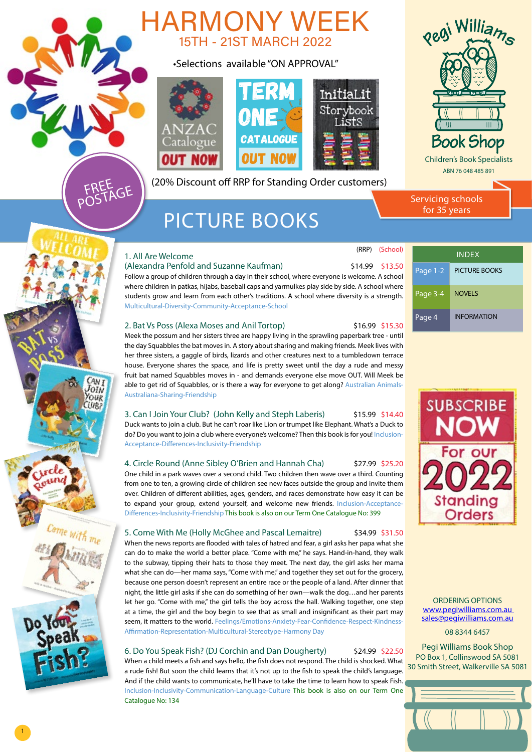# HARMONY WEEK

## 15TH - 21ST MARCH 2022

•Selections available "ON APPROVAL"

ANZAC Catalogue OUT NOW

TERM ONE CATALOGUE OUT NOW

InitiaLit Storybook Lists

(20% Discount off RRP for Standing Order customers)

FREE POSTAGE

Pegi Williams Book Shop
Children's Book Specialists
ABN 76 048 485 891

Servicing schools for 35 years

# PICTURE BOOKS

| INDEX | |
|---|---|
| Page 1-2 | PICTURE BOOKS |
| Page 3-4 | NOVELS |
| Page 4 | INFORMATION |

(RRP) (School)

### 1. All Are Welcome
**(Alexandra Penfold and Suzanne Kaufman)** $14.99 $13.50

Follow a group of children through a day in their school, where everyone is welcome. A school where children in patkas, hijabs, baseball caps and yarmulkes play side by side. A school where students grow and learn from each other's traditions. A school where diversity is a strength. Multicultural-Diversity-Community-Acceptance-School

### 2. Bat Vs Poss (Alexa Moses and Anil Tortop) $16.99 $15.30

Meek the possum and her sisters three are happy living in the sprawling paperbark tree - until the day Squabbles the bat moves in. A story about sharing and making friends. Meek lives with her three sisters, a gaggle of birds, lizards and other creatures next to a tumbledown terrace house. Everyone shares the space, and life is pretty sweet until the day a rude and messy fruit bat named Squabbles moves in - and demands everyone else move OUT. Will Meek be able to get rid of Squabbles, or is there a way for everyone to get along? Australian Animals-Australiana-Sharing-Friendship

### 3. Can I Join Your Club? (John Kelly and Steph Laberis) $15.99 $14.40

Duck wants to join a club. But he can't roar like Lion or trumpet like Elephant. What's a Duck to do? Do you want to join a club where everyone's welcome? Then this book is for you! Inclusion-Acceptance-Differences-Inclusivity-Friendship

### 4. Circle Round (Anne Sibley O'Brien and Hannah Cha) $27.99 $25.20

One child in a park waves over a second child. Two children then wave over a third. Counting from one to ten, a growing circle of children see new faces outside the group and invite them over. Children of different abilities, ages, genders, and races demonstrate how easy it can be to expand your group, extend yourself, and welcome new friends. Inclusion-Acceptance-Differences-Inclusivity-Friendship This book is also on our Term One Catalogue No: 399

### 5. Come With Me (Holly McGhee and Pascal Lemaitre) $34.99 $31.50

When the news reports are flooded with tales of hatred and fear, a girl asks her papa what she can do to make the world a better place. "Come with me," he says. Hand-in-hand, they walk to the subway, tipping their hats to those they meet. The next day, the girl asks her mama what she can do—her mama says, "Come with me," and together they set out for the grocery, because one person doesn't represent an entire race or the people of a land. After dinner that night, the little girl asks if she can do something of her own—walk the dog…and her parents let her go. "Come with me," the girl tells the boy across the hall. Walking together, one step at a time, the girl and the boy begin to see that as small and insignificant as their part may seem, it matters to the world. Feelings/Emotions-Anxiety-Fear-Confidence-Respect-Kindness-Affirmation-Representation-Multicultural-Stereotype-Harmony Day

### 6. Do You Speak Fish? (DJ Corchin and Dan Dougherty) $24.99 $22.50

When a child meets a fish and says hello, the fish does not respond. The child is shocked. What a rude fish! But soon the child learns that it's not up to the fish to speak the child's language. And if the child wants to communicate, he'll have to take the time to learn how to speak Fish. Inclusion-Inclusivity-Communication-Language-Culture This book is also on our Term One Catalogue No: 134

SUBSCRIBE NOW For our 2022 Standing Orders

ORDERING OPTIONS
www.pegiwilliams.com.au
sales@pegiwilliams.com.au

08 8344 6457

Pegi Williams Book Shop
PO Box 1, Collinswood SA 5081
30 Smith Street, Walkerville SA 5081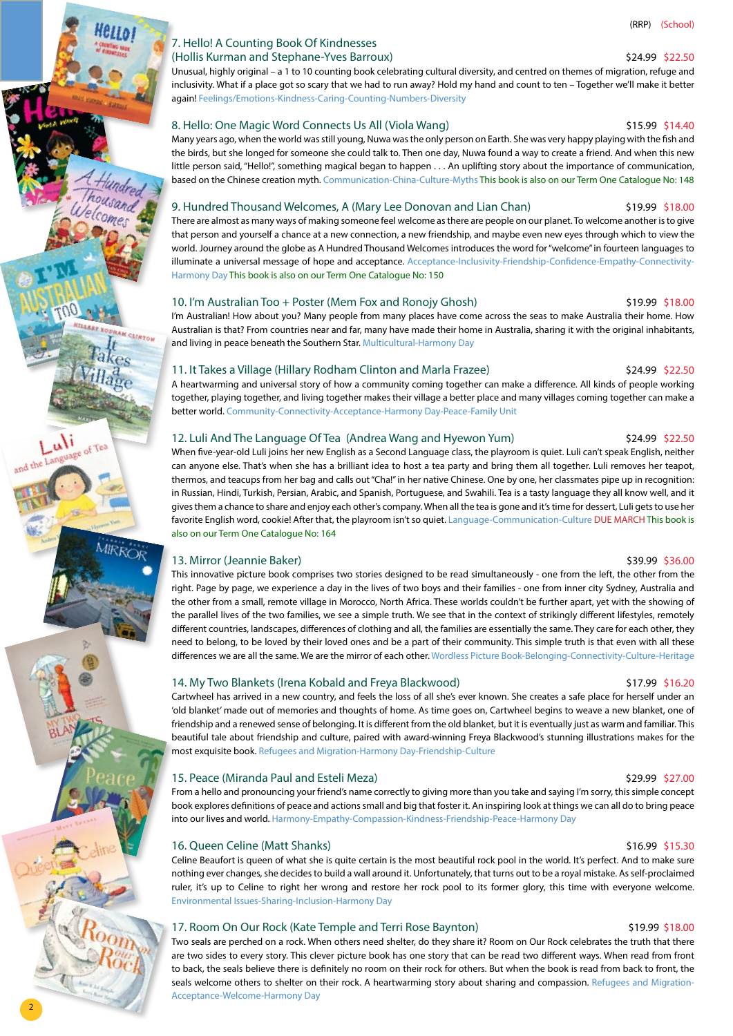(RRP) (School)

### 7. Hello! A Counting Book Of Kindnesses (Hollis Kurman and Stephane-Yves Barroux) $24.99 $22.50

Unusual, highly original – a 1 to 10 counting book celebrating cultural diversity, and centred on themes of migration, refuge and inclusivity. What if a place got so scary that we had to run away? Hold my hand and count to ten – Together we'll make it better again! Feelings/Emotions-Kindness-Caring-Counting-Numbers-Diversity

### 8. Hello: One Magic Word Connects Us All (Viola Wang) $15.99 $14.40

Many years ago, when the world was still young, Nuwa was the only person on Earth. She was very happy playing with the fish and the birds, but she longed for someone she could talk to. Then one day, Nuwa found a way to create a friend. And when this new little person said, "Hello!", something magical began to happen . . . An uplifting story about the importance of communication, based on the Chinese creation myth. Communication-China-Culture-Myths This book is also on our Term One Catalogue No: 148

### 9. Hundred Thousand Welcomes, A (Mary Lee Donovan and Lian Chan) $19.99 $18.00

There are almost as many ways of making someone feel welcome as there are people on our planet. To welcome another is to give that person and yourself a chance at a new connection, a new friendship, and maybe even new eyes through which to view the world. Journey around the globe as A Hundred Thousand Welcomes introduces the word for "welcome" in fourteen languages to illuminate a universal message of hope and acceptance. Acceptance-Inclusivity-Friendship-Confidence-Empathy-Connectivity-Harmony Day This book is also on our Term One Catalogue No: 150

### 10. I'm Australian Too + Poster (Mem Fox and Ronojy Ghosh) $19.99 $18.00

I'm Australian! How about you? Many people from many places have come across the seas to make Australia their home. How Australian is that? From countries near and far, many have made their home in Australia, sharing it with the original inhabitants, and living in peace beneath the Southern Star. Multicultural-Harmony Day

### 11. It Takes a Village (Hillary Rodham Clinton and Marla Frazee) $24.99 $22.50

A heartwarming and universal story of how a community coming together can make a difference. All kinds of people working together, playing together, and living together makes their village a better place and many villages coming together can make a better world. Community-Connectivity-Acceptance-Harmony Day-Peace-Family Unit

### 12. Luli And The Language Of Tea (Andrea Wang and Hyewon Yum) $24.99 $22.50

When five-year-old Luli joins her new English as a Second Language class, the playroom is quiet. Luli can't speak English, neither can anyone else. That's when she has a brilliant idea to host a tea party and bring them all together. Luli removes her teapot, thermos, and teacups from her bag and calls out "Cha!" in her native Chinese. One by one, her classmates pipe up in recognition: in Russian, Hindi, Turkish, Persian, Arabic, and Spanish, Portuguese, and Swahili. Tea is a tasty language they all know well, and it gives them a chance to share and enjoy each other's company. When all the tea is gone and it's time for dessert, Luli gets to use her favorite English word, cookie! After that, the playroom isn't so quiet. Language-Communication-Culture DUE MARCH This book is also on our Term One Catalogue No: 164

### 13. Mirror (Jeannie Baker) $39.99 $36.00

This innovative picture book comprises two stories designed to be read simultaneously - one from the left, the other from the right. Page by page, we experience a day in the lives of two boys and their families - one from inner city Sydney, Australia and the other from a small, remote village in Morocco, North Africa. These worlds couldn't be further apart, yet with the showing of the parallel lives of the two families, we see a simple truth. We see that in the context of strikingly different lifestyles, remotely different countries, landscapes, differences of clothing and all, the families are essentially the same. They care for each other, they need to belong, to be loved by their loved ones and be a part of their community. This simple truth is that even with all these differences we are all the same. We are the mirror of each other. Wordless Picture Book-Belonging-Connectivity-Culture-Heritage

### 14. My Two Blankets (Irena Kobald and Freya Blackwood) $17.99 $16.20

Cartwheel has arrived in a new country, and feels the loss of all she's ever known. She creates a safe place for herself under an 'old blanket' made out of memories and thoughts of home. As time goes on, Cartwheel begins to weave a new blanket, one of friendship and a renewed sense of belonging. It is different from the old blanket, but it is eventually just as warm and familiar. This beautiful tale about friendship and culture, paired with award-winning Freya Blackwood's stunning illustrations makes for the most exquisite book. Refugees and Migration-Harmony Day-Friendship-Culture

### 15. Peace (Miranda Paul and Esteli Meza) $29.99 $27.00

From a hello and pronouncing your friend's name correctly to giving more than you take and saying I'm sorry, this simple concept book explores definitions of peace and actions small and big that foster it. An inspiring look at things we can all do to bring peace into our lives and world. Harmony-Empathy-Compassion-Kindness-Friendship-Peace-Harmony Day

### 16. Queen Celine (Matt Shanks) $16.99 $15.30

Celine Beaufort is queen of what she is quite certain is the most beautiful rock pool in the world. It's perfect. And to make sure nothing ever changes, she decides to build a wall around it. Unfortunately, that turns out to be a royal mistake. As self-proclaimed ruler, it's up to Celine to right her wrong and restore her rock pool to its former glory, this time with everyone welcome. Environmental Issues-Sharing-Inclusion-Harmony Day

### 17. Room On Our Rock (Kate Temple and Terri Rose Baynton) $19.99 $18.00

Two seals are perched on a rock. When others need shelter, do they share it? Room on Our Rock celebrates the truth that there are two sides to every story. This clever picture book has one story that can be read two different ways. When read from front to back, the seals believe there is definitely no room on their rock for others. But when the book is read from back to front, the seals welcome others to shelter on their rock. A heartwarming story about sharing and compassion. Refugees and Migration-Acceptance-Welcome-Harmony Day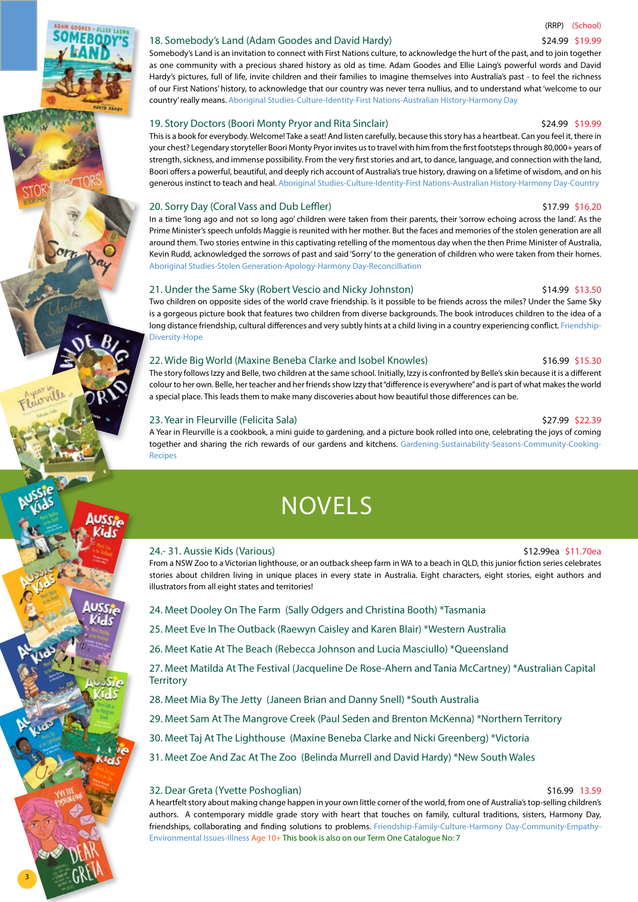(RRP) (School)

18. Somebody's Land (Adam Goodes and David Hardy) $24.99 $19.99

Somebody's Land is an invitation to connect with First Nations culture, to acknowledge the hurt of the past, and to join together as one community with a precious shared history as old as time. Adam Goodes and Ellie Laing's powerful words and David Hardy's pictures, full of life, invite children and their families to imagine themselves into Australia's past - to feel the richness of our First Nations' history, to acknowledge that our country was never terra nullius, and to understand what 'welcome to our country' really means. Aboriginal Studies-Culture-Identity-First Nations-Australian History-Harmony Day

19. Story Doctors (Boori Monty Pryor and Rita Sinclair) $24.99 $19.99

This is a book for everybody. Welcome! Take a seat! And listen carefully, because this story has a heartbeat. Can you feel it, there in your chest? Legendary storyteller Boori Monty Pryor invites us to travel with him from the first footsteps through 80,000+ years of strength, sickness, and immense possibility. From the very first stories and art, to dance, language, and connection with the land, Boori offers a powerful, beautiful, and deeply rich account of Australia's true history, drawing on a lifetime of wisdom, and on his generous instinct to teach and heal. Aboriginal Studies-Culture-Identity-First Nations-Australian History-Harmony Day-Country

20. Sorry Day (Coral Vass and Dub Leffler) $17.99 $16.20

In a time 'long ago and not so long ago' children were taken from their parents, their 'sorrow echoing across the land'. As the Prime Minister's speech unfolds Maggie is reunited with her mother. But the faces and memories of the stolen generation are all around them. Two stories entwine in this captivating retelling of the momentous day when the then Prime Minister of Australia, Kevin Rudd, acknowledged the sorrows of past and said 'Sorry' to the generation of children who were taken from their homes. Aboriginal Studies-Stolen Generation-Apology-Harmony Day-Reconcilliation

21. Under the Same Sky (Robert Vescio and Nicky Johnston) $14.99 $13.50

Two children on opposite sides of the world crave friendship. Is it possible to be friends across the miles? Under the Same Sky is a gorgeous picture book that features two children from diverse backgrounds. The book introduces children to the idea of a long distance friendship, cultural differences and very subtly hints at a child living in a country experiencing conflict. Friendship-Diversity-Hope

22. Wide Big World (Maxine Beneba Clarke and Isobel Knowles) $16.99 $15.30

The story follows Izzy and Belle, two children at the same school. Initially, Izzy is confronted by Belle's skin because it is a different colour to her own. Belle, her teacher and her friends show Izzy that "difference is everywhere" and is part of what makes the world a special place. This leads them to make many discoveries about how beautiful those differences can be.

23. Year in Fleurville (Felicita Sala) $27.99 $22.39

A Year in Fleurville is a cookbook, a mini guide to gardening, and a picture book rolled into one, celebrating the joys of coming together and sharing the rich rewards of our gardens and kitchens. Gardening-Sustainability-Seasons-Community-Cooking-Recipes

# NOVELS

24.- 31. Aussie Kids (Various) $12.99ea $11.70ea

From a NSW Zoo to a Victorian lighthouse, or an outback sheep farm in WA to a beach in QLD, this junior fiction series celebrates stories about children living in unique places in every state in Australia. Eight characters, eight stories, eight authors and illustrators from all eight states and territories!

24. Meet Dooley On The Farm (Sally Odgers and Christina Booth) *Tasmania

25. Meet Eve In The Outback (Raewyn Caisley and Karen Blair) *Western Australia

26. Meet Katie At The Beach (Rebecca Johnson and Lucia Masciullo) *Queensland

27. Meet Matilda At The Festival (Jacqueline De Rose-Ahern and Tania McCartney) *Australian Capital Territory

28. Meet Mia By The Jetty (Janeen Brian and Danny Snell) *South Australia

29. Meet Sam At The Mangrove Creek (Paul Seden and Brenton McKenna) *Northern Territory

30. Meet Taj At The Lighthouse (Maxine Beneba Clarke and Nicki Greenberg) *Victoria

31. Meet Zoe And Zac At The Zoo (Belinda Murrell and David Hardy) *New South Wales

32. Dear Greta (Yvette Poshoglian) $16.99 13.59

A heartfelt story about making change happen in your own little corner of the world, from one of Australia's top-selling children's authors. A contemporary middle grade story with heart that touches on family, cultural traditions, sisters, Harmony Day, friendships, collaborating and finding solutions to problems. Friendship-Family-Culture-Harmony Day-Community-Empathy-Environmental Issues-Illness Age 10+ This book is also on our Term One Catalogue No: 7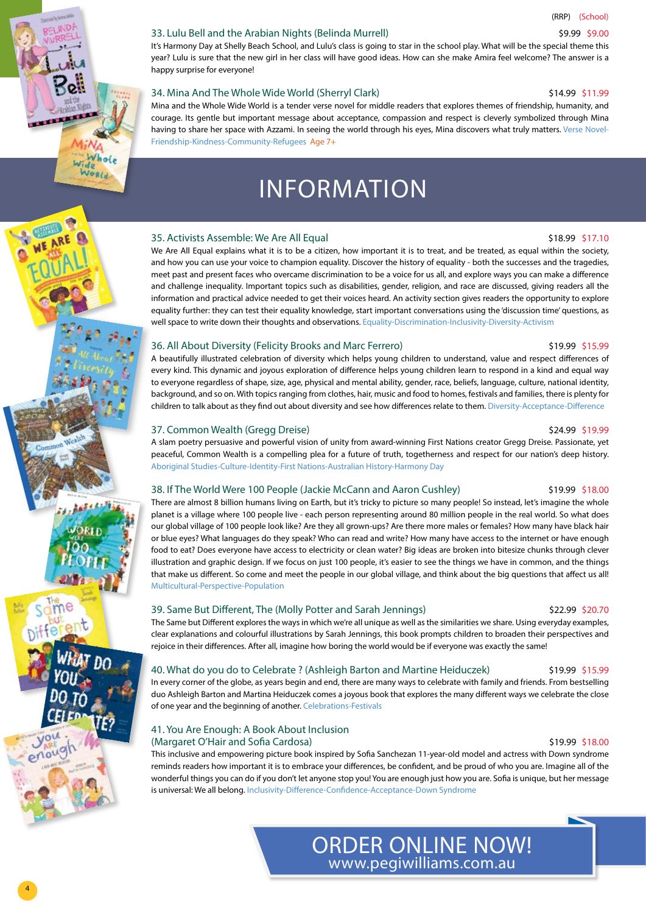(RRP) (School)

33. Lulu Bell and the Arabian Nights (Belinda Murrell) $9.99 $9.00

It's Harmony Day at Shelly Beach School, and Lulu's class is going to star in the school play. What will be the special theme this year? Lulu is sure that the new girl in her class will have good ideas. How can she make Amira feel welcome? The answer is a happy surprise for everyone!

34. Mina And The Whole Wide World (Sherryl Clark) $14.99 $11.99

Mina and the Whole Wide World is a tender verse novel for middle readers that explores themes of friendship, humanity, and courage. Its gentle but important message about acceptance, compassion and respect is cleverly symbolized through Mina having to share her space with Azzami. In seeing the world through his eyes, Mina discovers what truly matters. Verse Novel-Friendship-Kindness-Community-Refugees Age 7+

# INFORMATION

35. Activists Assemble: We Are All Equal $18.99 $17.10

We Are All Equal explains what it is to be a citizen, how important it is to treat, and be treated, as equal within the society, and how you can use your voice to champion equality. Discover the history of equality - both the successes and the tragedies, meet past and present faces who overcame discrimination to be a voice for us all, and explore ways you can make a difference and challenge inequality. Important topics such as disabilities, gender, religion, and race are discussed, giving readers all the information and practical advice needed to get their voices heard. An activity section gives readers the opportunity to explore equality further: they can test their equality knowledge, start important conversations using the 'discussion time' questions, as well space to write down their thoughts and observations. Equality-Discrimination-Inclusivity-Diversity-Activism

36. All About Diversity (Felicity Brooks and Marc Ferrero) $19.99 $15.99

A beautifully illustrated celebration of diversity which helps young children to understand, value and respect differences of every kind. This dynamic and joyous exploration of difference helps young children learn to respond in a kind and equal way to everyone regardless of shape, size, age, physical and mental ability, gender, race, beliefs, language, culture, national identity, background, and so on. With topics ranging from clothes, hair, music and food to homes, festivals and families, there is plenty for children to talk about as they find out about diversity and see how differences relate to them. Diversity-Acceptance-Difference

37. Common Wealth (Gregg Dreise) $24.99 $19.99

A slam poetry persuasive and powerful vision of unity from award-winning First Nations creator Gregg Dreise. Passionate, yet peaceful, Common Wealth is a compelling plea for a future of truth, togetherness and respect for our nation's deep history. Aboriginal Studies-Culture-Identity-First Nations-Australian History-Harmony Day

38. If The World Were 100 People (Jackie McCann and Aaron Cushley) $19.99 $18.00

There are almost 8 billion humans living on Earth, but it's tricky to picture so many people! So instead, let's imagine the whole planet is a village where 100 people live - each person representing around 80 million people in the real world. So what does our global village of 100 people look like? Are they all grown-ups? Are there more males or females? How many have black hair or blue eyes? What languages do they speak? Who can read and write? How many have access to the internet or have enough food to eat? Does everyone have access to electricity or clean water? Big ideas are broken into bitesize chunks through clever illustration and graphic design. If we focus on just 100 people, it's easier to see the things we have in common, and the things that make us different. So come and meet the people in our global village, and think about the big questions that affect us all! Multicultural-Perspective-Population

39. Same But Different, The (Molly Potter and Sarah Jennings) $22.99 $20.70

The Same but Different explores the ways in which we're all unique as well as the similarities we share. Using everyday examples, clear explanations and colourful illustrations by Sarah Jennings, this book prompts children to broaden their perspectives and rejoice in their differences. After all, imagine how boring the world would be if everyone was exactly the same!

40. What do you do to Celebrate ? (Ashleigh Barton and Martine Heiduczek) $19.99 $15.99

In every corner of the globe, as years begin and end, there are many ways to celebrate with family and friends. From bestselling duo Ashleigh Barton and Martina Heiduczek comes a joyous book that explores the many different ways we celebrate the close of one year and the beginning of another. Celebrations-Festivals

41. You Are Enough: A Book About Inclusion (Margaret O'Hair and Sofia Cardosa) $19.99 $18.00

This inclusive and empowering picture book inspired by Sofia Sanchezan 11-year-old model and actress with Down syndrome reminds readers how important it is to embrace your differences, be confident, and be proud of who you are. Imagine all of the wonderful things you can do if you don't let anyone stop you! You are enough just how you are. Sofia is unique, but her message is universal: We all belong. Inclusivity-Difference-Confidence-Acceptance-Down Syndrome

ORDER ONLINE NOW!
www.pegiwilliams.com.au